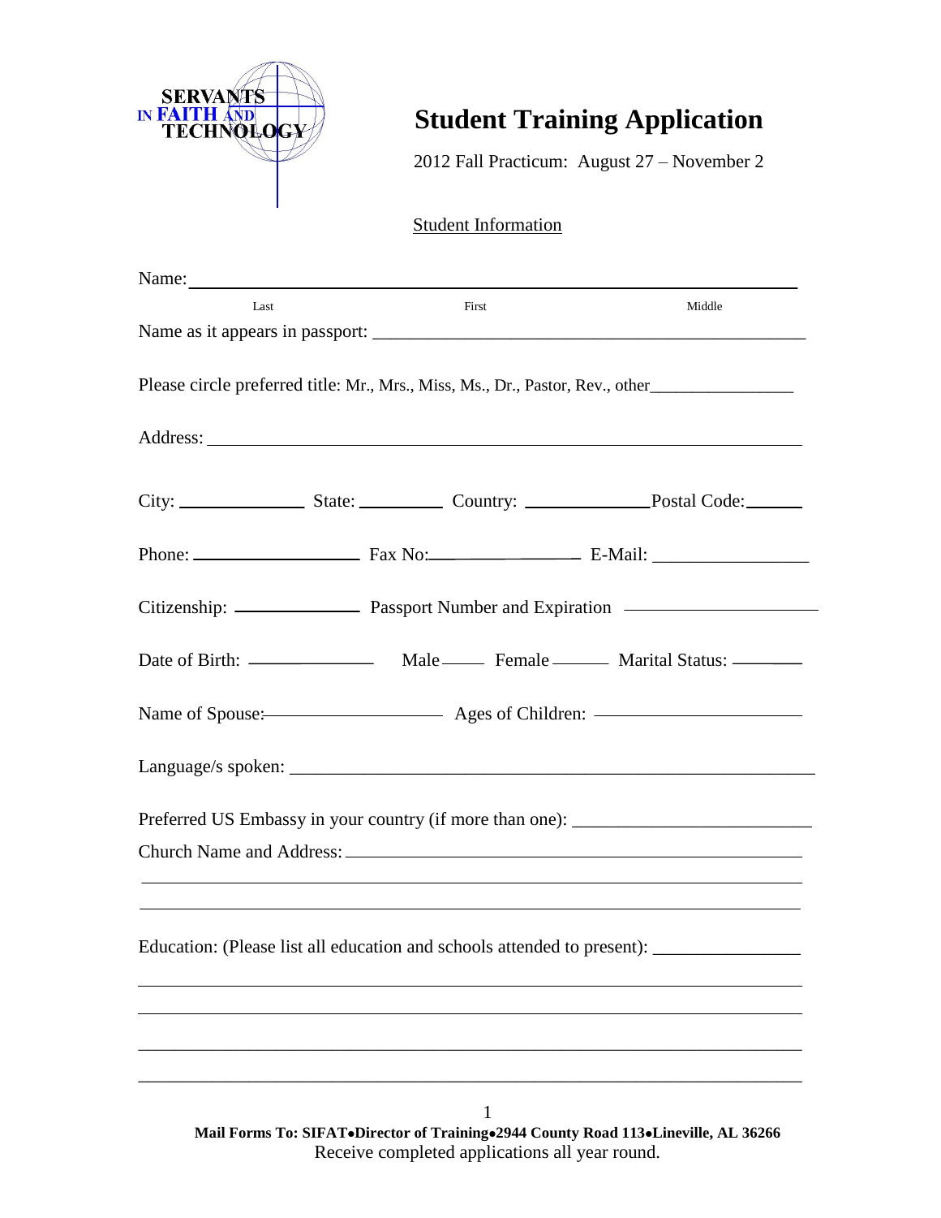SERVANTS IN FAITH AND TECHNOLOGY

# Student Training Application

2012 Fall Practicum: August 27 – November 2

## Student Information

Name: ____________________________________________
Last First Middle

Name as it appears in passport: ____________________________________________

Please circle preferred title: Mr., Mrs., Miss, Ms., Dr., Pastor, Rev., other________________

Address: ____________________________________________

City: ______________ State: __________ Country: ______________ Postal Code: _______

Phone: ____________________ Fax No: ________________ E-Mail: ________________

Citizenship: ______________ Passport Number and Expiration ____________________

Date of Birth: ______________ Male _____ Female ______ Marital Status: ________

Name of Spouse: ____________________ Ages of Children: ______________________

Language/s spoken: ____________________________________________

Preferred US Embassy in your country (if more than one): __________________________

Church Name and Address: ____________________________________________

____________________________________________

____________________________________________

Education: (Please list all education and schools attended to present): ________________

____________________________________________

____________________________________________

____________________________________________

____________________________________________

**Mail Forms To: SIFAT•Director of Training•2944 County Road 113•Lineville, AL 36266**

Receive completed applications all year round.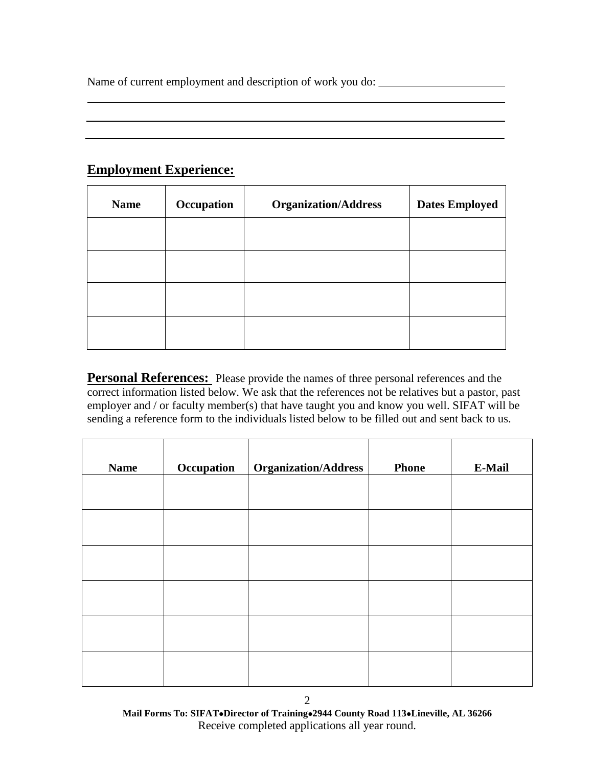Name of current employment and description of work you do: ______________________

_____________________________________________________________________________

_____________________________________________________________________________

_____________________________________________________________________________

## Employment Experience:

| Name | Occupation | Organization/Address | Dates Employed |
|---|---|---|---|
| | | | |
| | | | |
| | | | |
| | | | |

**Personal References:** Please provide the names of three personal references and the correct information listed below. We ask that the references not be relatives but a pastor, past employer and / or faculty member(s) that have taught you and know you well. SIFAT will be sending a reference form to the individuals listed below to be filled out and sent back to us.

| Name | Occupation | Organization/Address | Phone | E-Mail |
|---|---|---|---|---|
| | | | | |
| | | | | |
| | | | | |
| | | | | |
| | | | | |
| | | | | |

**Mail Forms To: SIFAT•Director of Training•2944 County Road 113•Lineville, AL 36266**

Receive completed applications all year round.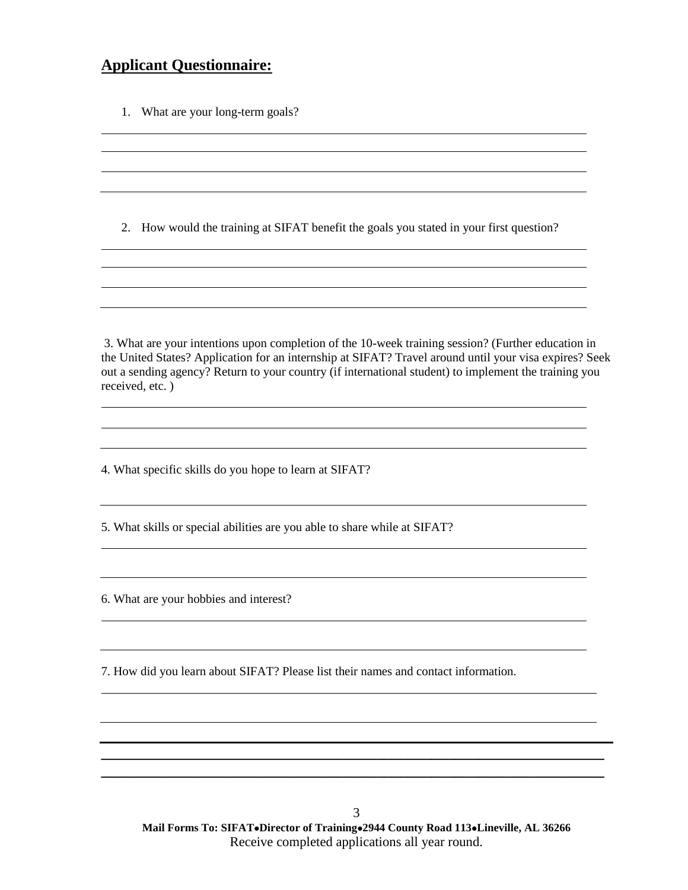## Applicant Questionnaire:

1. What are your long-term goals?

2. How would the training at SIFAT benefit the goals you stated in your first question?

3. What are your intentions upon completion of the 10-week training session? (Further education in the United States? Application for an internship at SIFAT? Travel around until your visa expires? Seek out a sending agency? Return to your country (if international student) to implement the training you received, etc. )

4. What specific skills do you hope to learn at SIFAT?

5. What skills or special abilities are you able to share while at SIFAT?

6. What are your hobbies and interest?

7. How did you learn about SIFAT? Please list their names and contact information.

**Mail Forms To: SIFAT•Director of Training•2944 County Road 113•Lineville, AL 36266**

Receive completed applications all year round.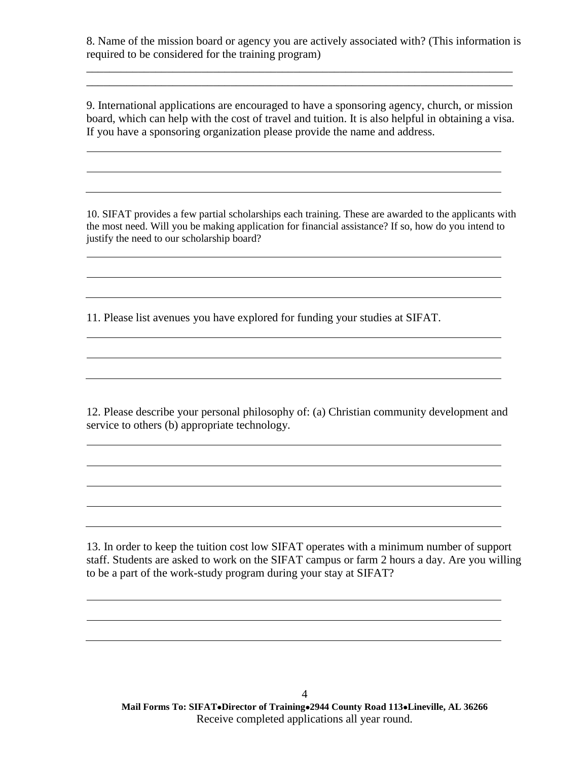8. Name of the mission board or agency you are actively associated with? (This information is required to be considered for the training program)

___________________________________________________________________________
___________________________________________________________________________

9. International applications are encouraged to have a sponsoring agency, church, or mission board, which can help with the cost of travel and tuition. It is also helpful in obtaining a visa. If you have a sponsoring organization please provide the name and address.

___________________________________________________________________________
___________________________________________________________________________
___________________________________________________________________________

10. SIFAT provides a few partial scholarships each training. These are awarded to the applicants with the most need. Will you be making application for financial assistance? If so, how do you intend to justify the need to our scholarship board?

___________________________________________________________________________
___________________________________________________________________________
___________________________________________________________________________

11. Please list avenues you have explored for funding your studies at SIFAT.

___________________________________________________________________________
___________________________________________________________________________
___________________________________________________________________________

12. Please describe your personal philosophy of: (a) Christian community development and service to others (b) appropriate technology.

___________________________________________________________________________
___________________________________________________________________________
___________________________________________________________________________
___________________________________________________________________________
___________________________________________________________________________

13. In order to keep the tuition cost low SIFAT operates with a minimum number of support staff. Students are asked to work on the SIFAT campus or farm 2 hours a day. Are you willing to be a part of the work-study program during your stay at SIFAT?

___________________________________________________________________________
___________________________________________________________________________
___________________________________________________________________________

**Mail Forms To: SIFAT•Director of Training•2944 County Road 113•Lineville, AL 36266**
Receive completed applications all year round.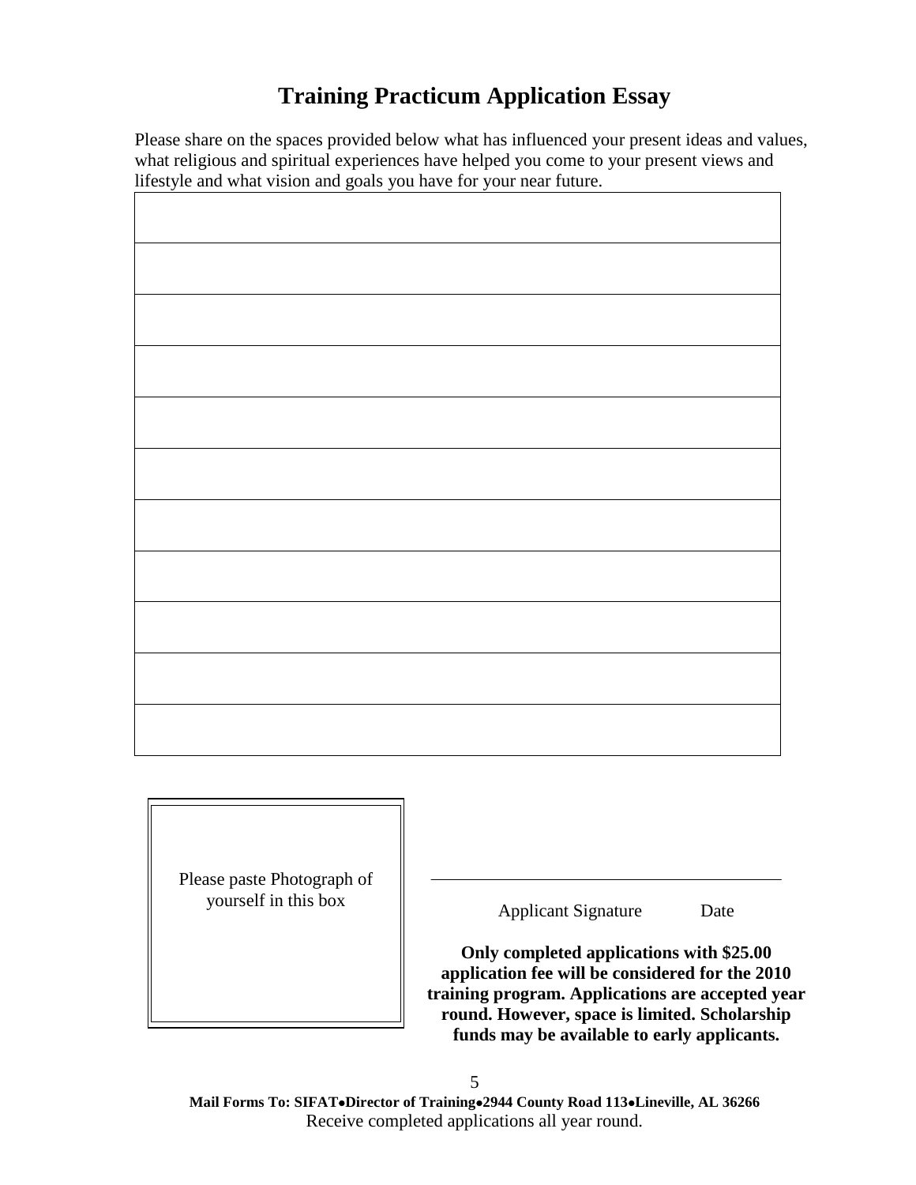# Training Practicum Application Essay

Please share on the spaces provided below what has influenced your present ideas and values, what religious and spiritual experiences have helped you come to your present views and lifestyle and what vision and goals you have for your near future.

|  |
|---|
|  |
|  |
|  |
|  |
|  |
|  |
|  |
|  |
|  |
|  |

Please paste Photograph of yourself in this box

\_\_\_\_\_\_\_\_\_\_\_\_\_\_\_\_\_\_\_\_\_\_\_\_\_\_\_\_\_\_\_\_\_\_\_\_\_\_\_\_

Applicant Signature Date

**Only completed applications with $25.00 application fee will be considered for the 2010 training program. Applications are accepted year round. However, space is limited. Scholarship funds may be available to early applicants.**

**Mail Forms To: SIFAT•Director of Training•2944 County Road 113•Lineville, AL 36266**

Receive completed applications all year round.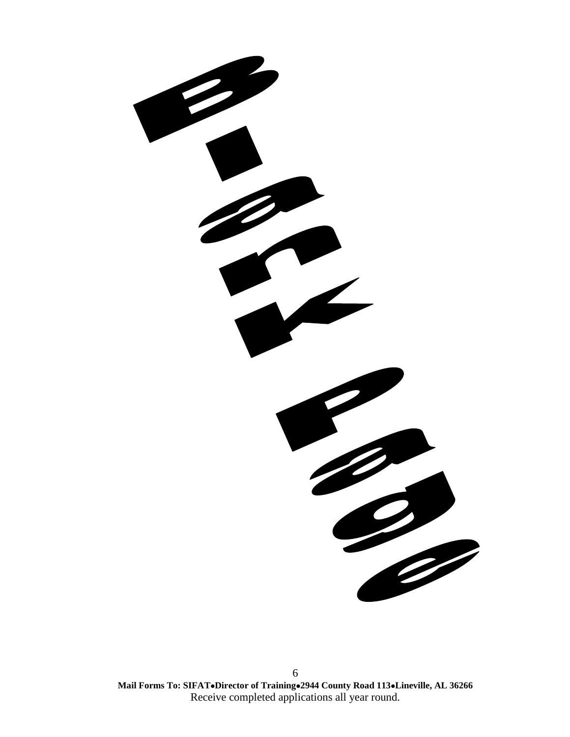Blank Page

**Mail Forms To: SIFAT•Director of Training•2944 County Road 113•Lineville, AL 36266**

Receive completed applications all year round.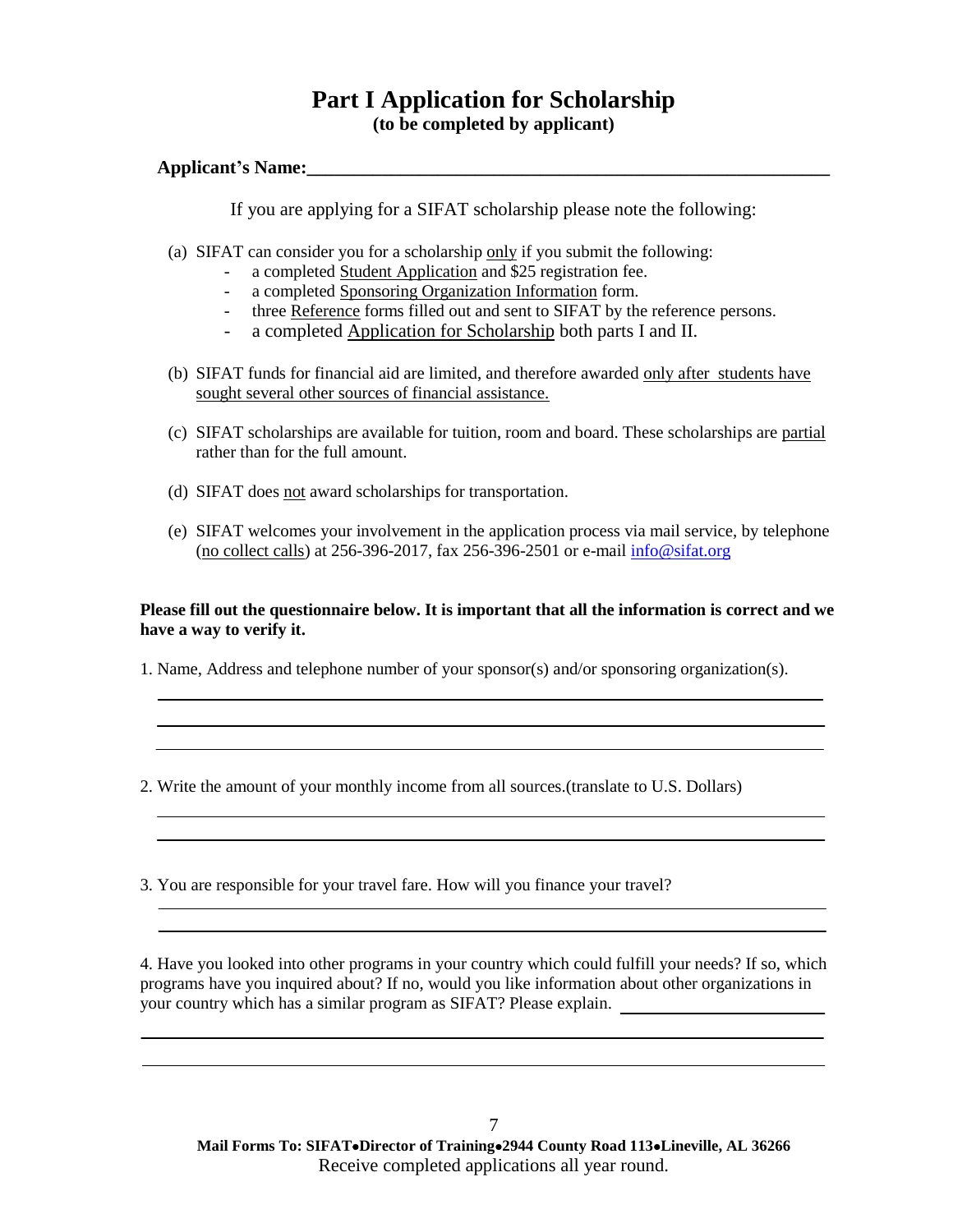# Part I Application for Scholarship

**(to be completed by applicant)**

**Applicant's Name:**\_\_\_\_\_\_\_\_\_\_\_\_\_\_\_\_\_\_\_\_\_\_\_\_\_\_\_\_\_\_\_\_\_\_\_\_\_\_\_\_\_\_\_\_\_\_\_\_\_\_\_\_\_\_\_\_\_\_\_

If you are applying for a SIFAT scholarship please note the following:

(a) SIFAT can consider you for a scholarship only if you submit the following:
- a completed Student Application and $25 registration fee.
- a completed Sponsoring Organization Information form.
- three Reference forms filled out and sent to SIFAT by the reference persons.
- a completed Application for Scholarship both parts I and II.

(b) SIFAT funds for financial aid are limited, and therefore awarded only after students have sought several other sources of financial assistance.

(c) SIFAT scholarships are available for tuition, room and board. These scholarships are partial rather than for the full amount.

(d) SIFAT does not award scholarships for transportation.

(e) SIFAT welcomes your involvement in the application process via mail service, by telephone (no collect calls) at 256-396-2017, fax 256-396-2501 or e-mail info@sifat.org

**Please fill out the questionnaire below. It is important that all the information is correct and we have a way to verify it.**

1. Name, Address and telephone number of your sponsor(s) and/or sponsoring organization(s).

\_\_\_\_\_\_\_\_\_\_\_\_\_\_\_\_\_\_\_\_\_\_\_\_\_\_\_\_\_\_\_\_\_\_\_\_\_\_\_\_\_\_\_\_\_\_\_\_\_\_\_\_\_\_\_\_\_\_\_\_\_\_\_\_

\_\_\_\_\_\_\_\_\_\_\_\_\_\_\_\_\_\_\_\_\_\_\_\_\_\_\_\_\_\_\_\_\_\_\_\_\_\_\_\_\_\_\_\_\_\_\_\_\_\_\_\_\_\_\_\_\_\_\_\_\_\_\_\_

\_\_\_\_\_\_\_\_\_\_\_\_\_\_\_\_\_\_\_\_\_\_\_\_\_\_\_\_\_\_\_\_\_\_\_\_\_\_\_\_\_\_\_\_\_\_\_\_\_\_\_\_\_\_\_\_\_\_\_\_\_\_\_\_

2. Write the amount of your monthly income from all sources.(translate to U.S. Dollars)

\_\_\_\_\_\_\_\_\_\_\_\_\_\_\_\_\_\_\_\_\_\_\_\_\_\_\_\_\_\_\_\_\_\_\_\_\_\_\_\_\_\_\_\_\_\_\_\_\_\_\_\_\_\_\_\_\_\_\_\_\_\_\_\_

\_\_\_\_\_\_\_\_\_\_\_\_\_\_\_\_\_\_\_\_\_\_\_\_\_\_\_\_\_\_\_\_\_\_\_\_\_\_\_\_\_\_\_\_\_\_\_\_\_\_\_\_\_\_\_\_\_\_\_\_\_\_\_\_

3. You are responsible for your travel fare. How will you finance your travel?

\_\_\_\_\_\_\_\_\_\_\_\_\_\_\_\_\_\_\_\_\_\_\_\_\_\_\_\_\_\_\_\_\_\_\_\_\_\_\_\_\_\_\_\_\_\_\_\_\_\_\_\_\_\_\_\_\_\_\_\_\_\_\_\_

\_\_\_\_\_\_\_\_\_\_\_\_\_\_\_\_\_\_\_\_\_\_\_\_\_\_\_\_\_\_\_\_\_\_\_\_\_\_\_\_\_\_\_\_\_\_\_\_\_\_\_\_\_\_\_\_\_\_\_\_\_\_\_\_

4. Have you looked into other programs in your country which could fulfill your needs? If so, which programs have you inquired about? If no, would you like information about other organizations in your country which has a similar program as SIFAT? Please explain. \_\_\_\_\_\_\_\_\_\_\_\_\_\_\_\_\_\_\_\_

\_\_\_\_\_\_\_\_\_\_\_\_\_\_\_\_\_\_\_\_\_\_\_\_\_\_\_\_\_\_\_\_\_\_\_\_\_\_\_\_\_\_\_\_\_\_\_\_\_\_\_\_\_\_\_\_\_\_\_\_\_\_\_\_

\_\_\_\_\_\_\_\_\_\_\_\_\_\_\_\_\_\_\_\_\_\_\_\_\_\_\_\_\_\_\_\_\_\_\_\_\_\_\_\_\_\_\_\_\_\_\_\_\_\_\_\_\_\_\_\_\_\_\_\_\_\_\_\_

**Mail Forms To: SIFAT•Director of Training•2944 County Road 113•Lineville, AL 36266**

Receive completed applications all year round.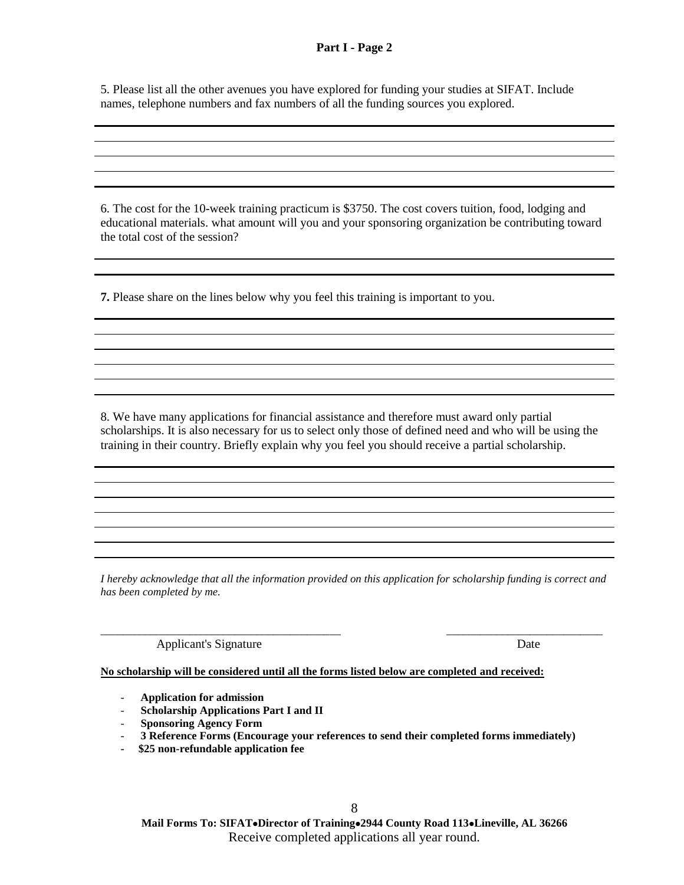**Part I - Page 2**

5. Please list all the other avenues you have explored for funding your studies at SIFAT. Include names, telephone numbers and fax numbers of all the funding sources you explored.

6. The cost for the 10-week training practicum is $3750. The cost covers tuition, food, lodging and educational materials. what amount will you and your sponsoring organization be contributing toward the total cost of the session?

**7.** Please share on the lines below why you feel this training is important to you.

8. We have many applications for financial assistance and therefore must award only partial scholarships. It is also necessary for us to select only those of defined need and who will be using the training in their country. Briefly explain why you feel you should receive a partial scholarship.

*I hereby acknowledge that all the information provided on this application for scholarship funding is correct and has been completed by me.*

\_\_\_\_\_\_\_\_\_\_\_\_\_\_\_\_\_\_\_\_\_\_\_\_\_\_\_\_\_\_\_\_\_\_\_\_\_\_\_\_ \_\_\_\_\_\_\_\_\_\_\_\_\_\_\_\_\_\_\_\_\_\_\_\_\_\_

Applicant's Signature Date

**No scholarship will be considered until all the forms listed below are completed and received:**

- **Application for admission**
- **Scholarship Applications Part I and II**
- **Sponsoring Agency Form**
- **3 Reference Forms (Encourage your references to send their completed forms immediately)**
- **$25 non-refundable application fee**

**Mail Forms To: SIFAT•Director of Training•2944 County Road 113•Lineville, AL 36266**

Receive completed applications all year round.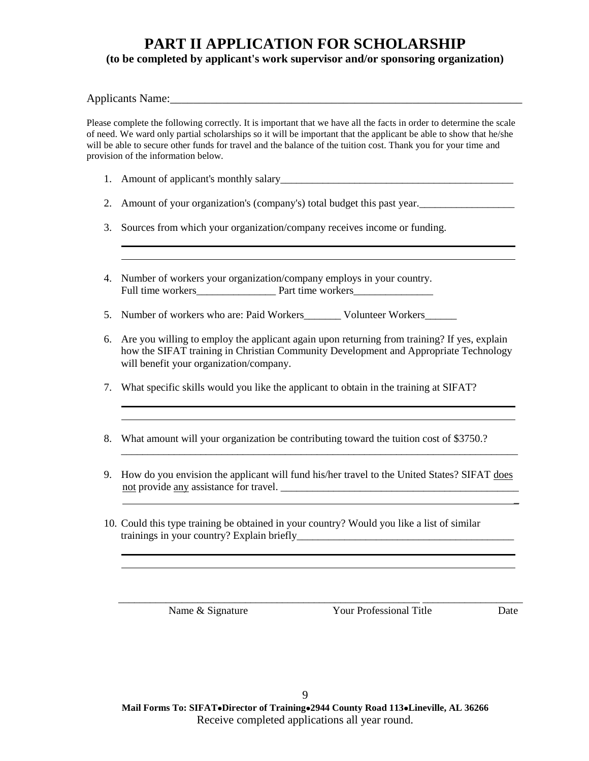# PART II APPLICATION FOR SCHOLARSHIP

**(to be completed by applicant's work supervisor and/or sponsoring organization)**

Applicants Name:_______________________________________________________________

Please complete the following correctly. It is important that we have all the facts in order to determine the scale of need. We ward only partial scholarships so it will be important that the applicant be able to show that he/she will be able to secure other funds for travel and the balance of the tuition cost. Thank you for your time and provision of the information below.

1. Amount of applicant's monthly salary_____________________________________________

2. Amount of your organization's (company's) total budget this past year.__________________

3. Sources from which your organization/company receives income or funding.

   _______________________________________________________________________________

   _______________________________________________________________________________

4. Number of workers your organization/company employs in your country.
   Full time workers_______________ Part time workers_______________

5. Number of workers who are: Paid Workers_______ Volunteer Workers______

6. Are you willing to employ the applicant again upon returning from training? If yes, explain how the SIFAT training in Christian Community Development and Appropriate Technology will benefit your organization/company.

7. What specific skills would you like the applicant to obtain in the training at SIFAT?

   _______________________________________________________________________________

   _______________________________________________________________________________

8. What amount will your organization be contributing toward the tuition cost of $3750.?

   _______________________________________________________________________________

9. How do you envision the applicant will fund his/her travel to the United States? SIFAT does not provide any assistance for travel. _______________________________________________

   _______________________________________________________________________________

10. Could this type training be obtained in your country? Would you like a list of similar trainings in your country? Explain briefly__________________________________________

    _______________________________________________________________________________

    _______________________________________________________________________________

_______________________________________________________ __________________

Name & Signature Your Professional Title Date

**Mail Forms To: SIFAT•Director of Training•2944 County Road 113•Lineville, AL 36266**

Receive completed applications all year round.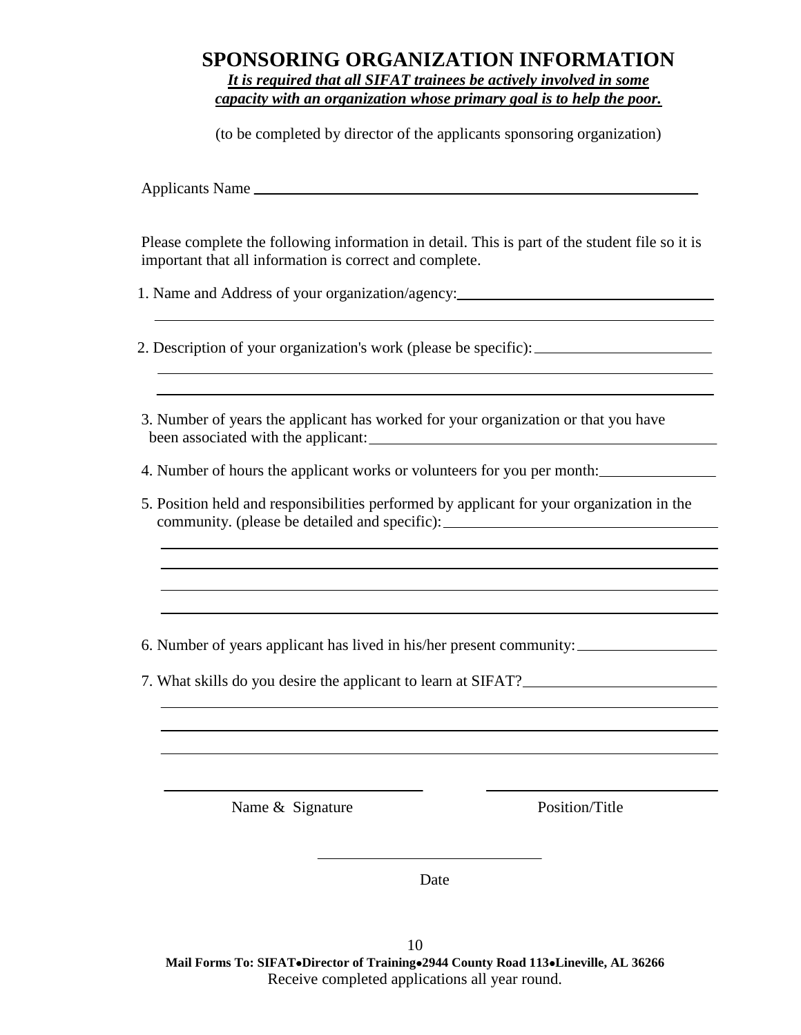# SPONSORING ORGANIZATION INFORMATION

***It is required that all SIFAT trainees be actively involved in some capacity with an organization whose primary goal is to help the poor.***

(to be completed by director of the applicants sponsoring organization)

Applicants Name ______________________________________________

Please complete the following information in detail. This is part of the student file so it is important that all information is correct and complete.

1. Name and Address of your organization/agency: ______________________________

______________________________________________

2. Description of your organization's work (please be specific): ______________________

______________________________________________

______________________________________________

3. Number of years the applicant has worked for your organization or that you have been associated with the applicant: ______________________________

4. Number of hours the applicant works or volunteers for you per month: ____________

5. Position held and responsibilities performed by applicant for your organization in the community. (please be detailed and specific): ______________________________

______________________________________________

______________________________________________

______________________________________________

______________________________________________

6. Number of years applicant has lived in his/her present community: ______________

7. What skills do you desire the applicant to learn at SIFAT? ______________________

______________________________________________

______________________________________________

______________________________________________

______________________________ ______________________________

Name & Signature Position/Title

______________________________

Date

**Mail Forms To: SIFAT•Director of Training•2944 County Road 113•Lineville, AL 36266**

Receive completed applications all year round.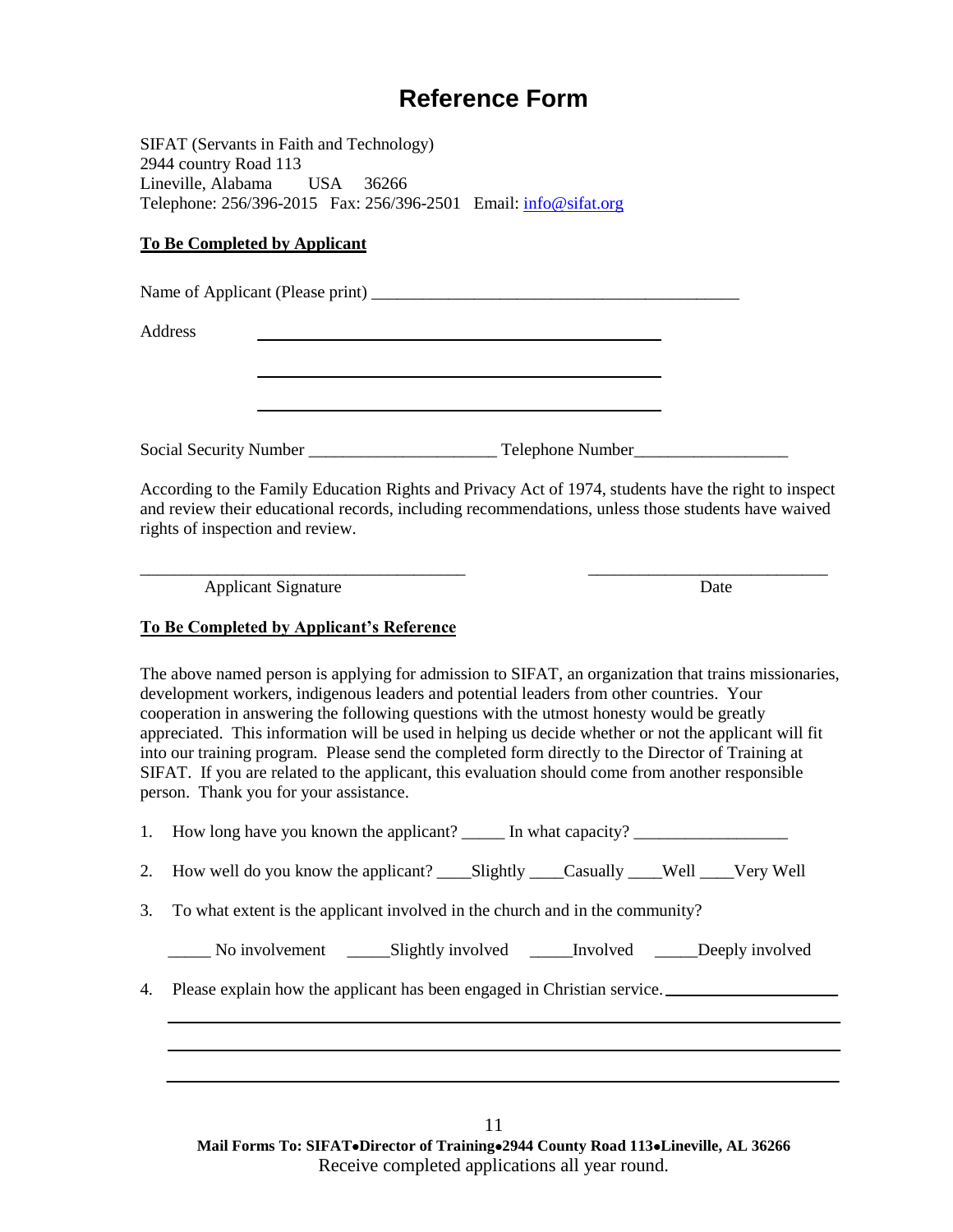# Reference Form

SIFAT (Servants in Faith and Technology)
2944 country Road 113
Lineville, Alabama USA 36266
Telephone: 256/396-2015 Fax: 256/396-2501 Email: info@sifat.org

**To Be Completed by Applicant**

Name of Applicant (Please print) ___________________________________________

Address ___________________________________________

___________________________________________

___________________________________________

Social Security Number _____________________ Telephone Number_________________

According to the Family Education Rights and Privacy Act of 1974, students have the right to inspect and review their educational records, including recommendations, unless those students have waived rights of inspection and review.

_____________________________________ ____________________________

Applicant Signature Date

**To Be Completed by Applicant's Reference**

The above named person is applying for admission to SIFAT, an organization that trains missionaries, development workers, indigenous leaders and potential leaders from other countries. Your cooperation in answering the following questions with the utmost honesty would be greatly appreciated. This information will be used in helping us decide whether or not the applicant will fit into our training program. Please send the completed form directly to the Director of Training at SIFAT. If you are related to the applicant, this evaluation should come from another responsible person. Thank you for your assistance.

1. How long have you known the applicant? _____ In what capacity? _________________
2. How well do you know the applicant? ____Slightly ____Casually ____Well ____Very Well
3. To what extent is the applicant involved in the church and in the community?

   _____ No involvement _____Slightly involved _____Involved _____Deeply involved

4. Please explain how the applicant has been engaged in Christian service. ____________________

   ___________________________________________________________________________

   ___________________________________________________________________________

   ___________________________________________________________________________

**Mail Forms To: SIFAT•Director of Training•2944 County Road 113•Lineville, AL 36266**
Receive completed applications all year round.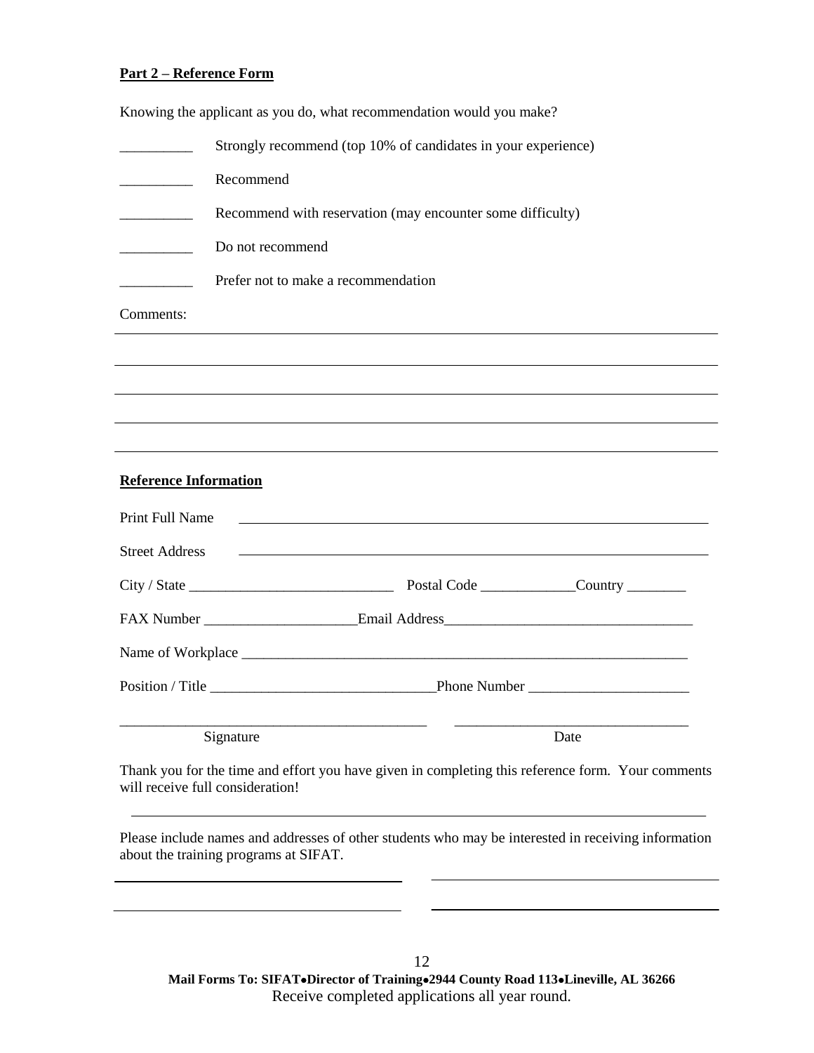**Part 2 – Reference Form**

Knowing the applicant as you do, what recommendation would you make?

__________ Strongly recommend (top 10% of candidates in your experience)

__________ Recommend

__________ Recommend with reservation (may encounter some difficulty)

__________ Do not recommend

__________ Prefer not to make a recommendation

Comments:

______________________________________________________________________________

______________________________________________________________________________

______________________________________________________________________________

______________________________________________________________________________

______________________________________________________________________________

**Reference Information**

Print Full Name ____________________________________________________________

Street Address ____________________________________________________________

City / State ____________________________ Postal Code _____________Country ________

FAX Number _____________________Email Address__________________________________

Name of Workplace _______________________________________________________________

Position / Title _______________________________Phone Number ______________________

__________________________________________ ________________________________

Signature Date

Thank you for the time and effort you have given in completing this reference form. Your comments will receive full consideration!

______________________________________________________________________________

Please include names and addresses of other students who may be interested in receiving information about the training programs at SIFAT.

______________________________________ ______________________________________

______________________________________ ______________________________________

**Mail Forms To: SIFAT•Director of Training•2944 County Road 113•Lineville, AL 36266**

Receive completed applications all year round.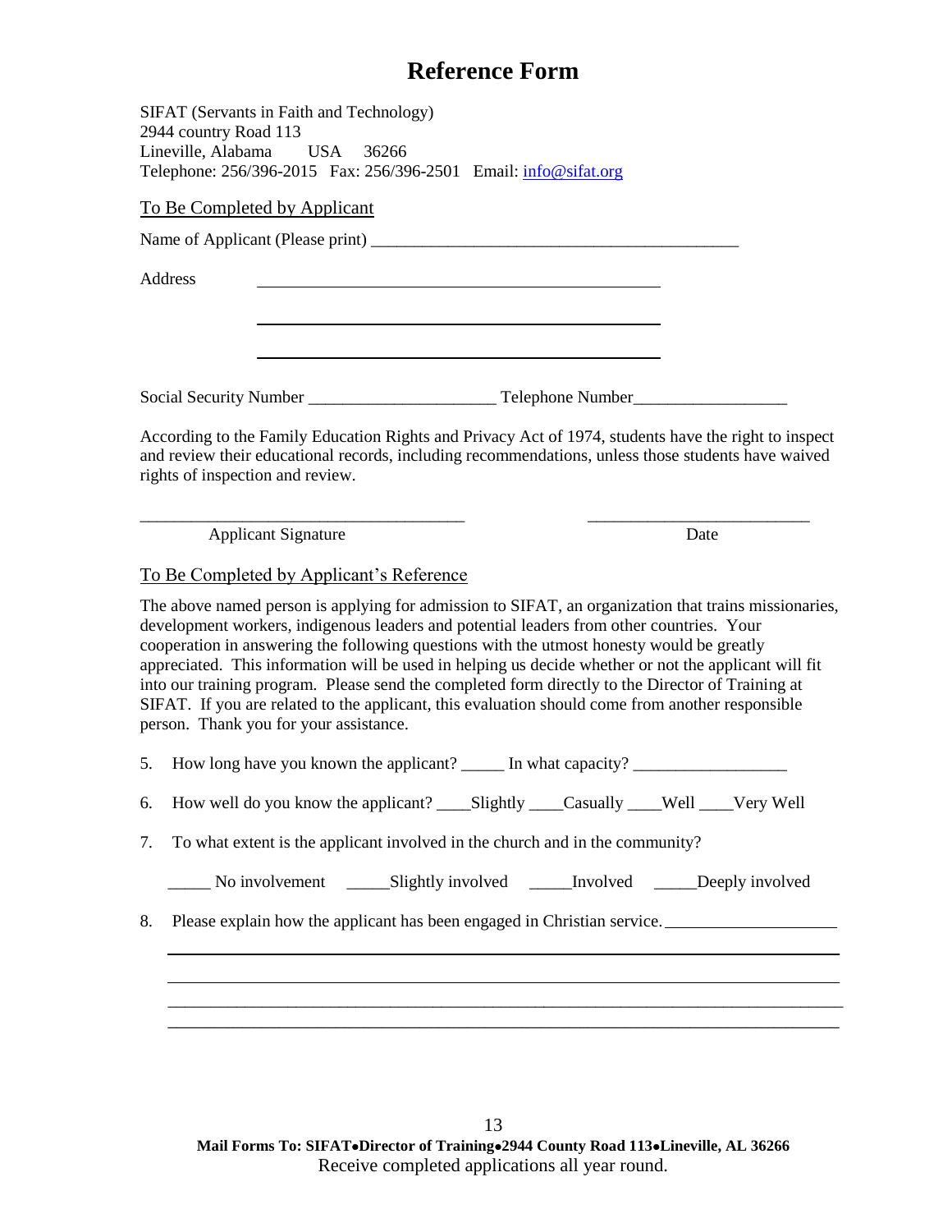# Reference Form

SIFAT (Servants in Faith and Technology)
2944 country Road 113
Lineville, Alabama USA 36266
Telephone: 256/396-2015 Fax: 256/396-2501 Email: info@sifat.org

To Be Completed by Applicant

Name of Applicant (Please print) ___________________________________________

Address ______________________________________________

______________________________________________

______________________________________________

Social Security Number _____________________ Telephone Number_________________

According to the Family Education Rights and Privacy Act of 1974, students have the right to inspect and review their educational records, including recommendations, unless those students have waived rights of inspection and review.

_____________________________________ _________________________

Applicant Signature Date

To Be Completed by Applicant's Reference

The above named person is applying for admission to SIFAT, an organization that trains missionaries, development workers, indigenous leaders and potential leaders from other countries. Your cooperation in answering the following questions with the utmost honesty would be greatly appreciated. This information will be used in helping us decide whether or not the applicant will fit into our training program. Please send the completed form directly to the Director of Training at SIFAT. If you are related to the applicant, this evaluation should come from another responsible person. Thank you for your assistance.

5. How long have you known the applicant? _____ In what capacity? _________________

6. How well do you know the applicant? ____Slightly ____Casually ____Well ____Very Well

7. To what extent is the applicant involved in the church and in the community?

   _____ No involvement _____Slightly involved _____Involved _____Deeply involved

8. Please explain how the applicant has been engaged in Christian service.___________________

   ____________________________________________________________________________

   ____________________________________________________________________________

   ____________________________________________________________________________

   ____________________________________________________________________________

**Mail Forms To: SIFAT•Director of Training•2944 County Road 113•Lineville, AL 36266**
Receive completed applications all year round.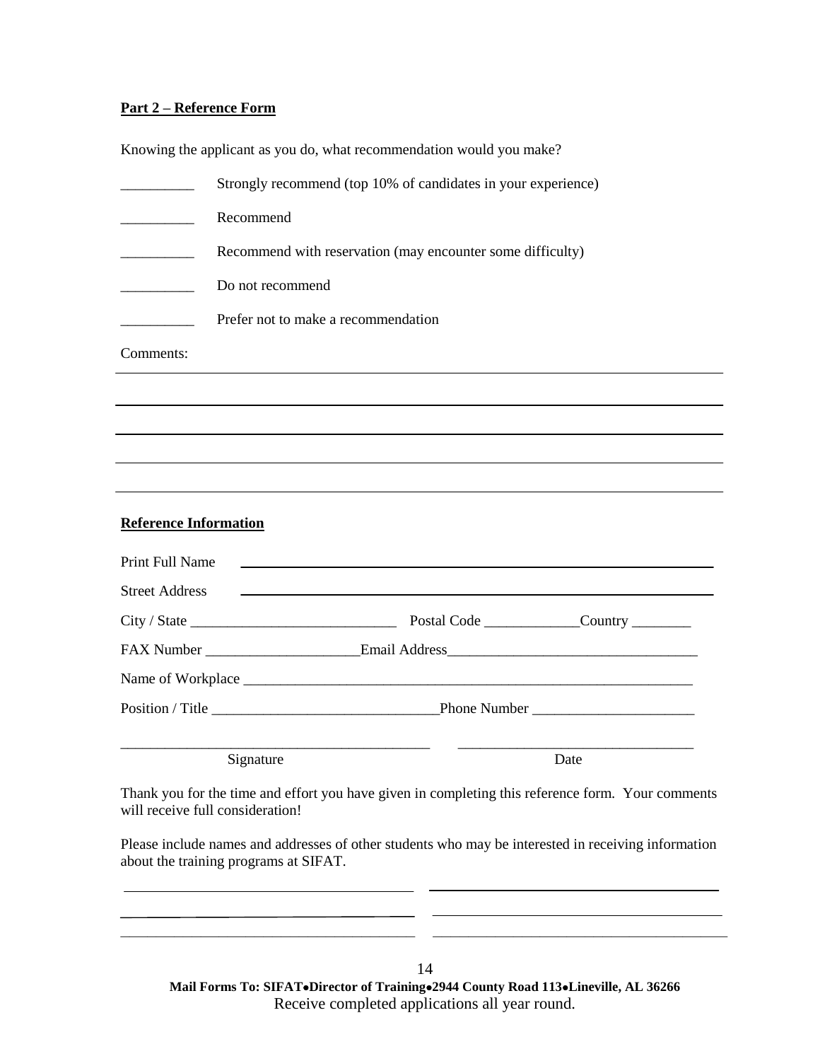**Part 2 – Reference Form**

Knowing the applicant as you do, what recommendation would you make?

__________ Strongly recommend (top 10% of candidates in your experience)

__________ Recommend

__________ Recommend with reservation (may encounter some difficulty)

__________ Do not recommend

__________ Prefer not to make a recommendation

Comments:

______________________________________________________________________________

______________________________________________________________________________

______________________________________________________________________________

______________________________________________________________________________

______________________________________________________________________________

**Reference Information**

Print Full Name ______________________________________________________________

Street Address ______________________________________________________________

City / State ____________________________ Postal Code _____________Country ________

FAX Number _____________________Email Address__________________________________

Name of Workplace ________________________________________________________________

Position / Title _______________________________Phone Number ______________________

___________________________________________ ________________________________

Signature Date

Thank you for the time and effort you have given in completing this reference form. Your comments will receive full consideration!

Please include names and addresses of other students who may be interested in receiving information about the training programs at SIFAT.

_______________________________________ _______________________________________

_______________________________________ _______________________________________

_______________________________________ _______________________________________

**Mail Forms To: SIFAT•Director of Training•2944 County Road 113•Lineville, AL 36266**

Receive completed applications all year round.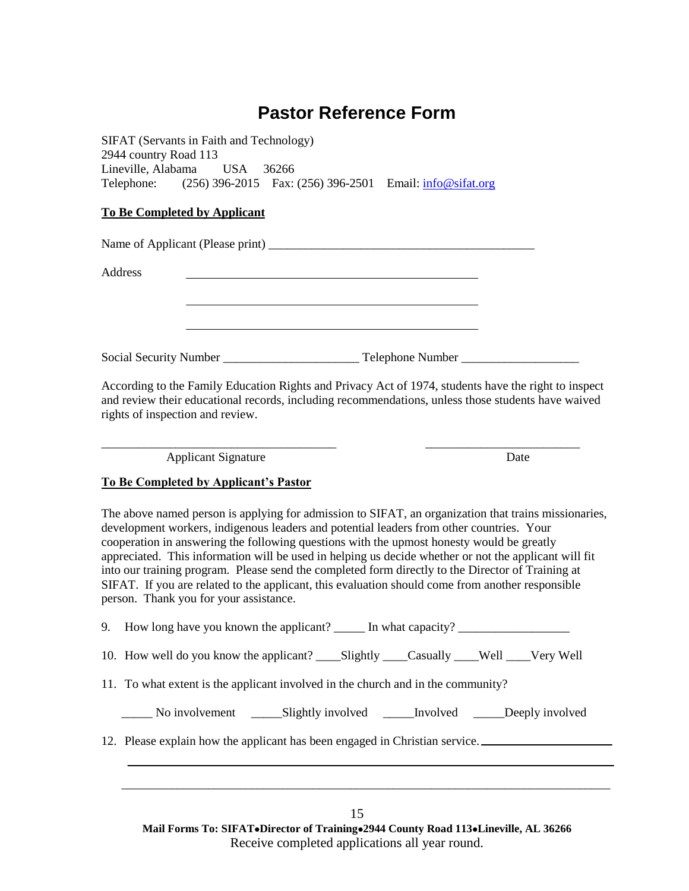# Pastor Reference Form

SIFAT (Servants in Faith and Technology)
2944 country Road 113
Lineville, Alabama USA 36266
Telephone: (256) 396-2015 Fax: (256) 396-2501 Email: info@sifat.org

**To Be Completed by Applicant**

Name of Applicant (Please print) ____________________________________________

Address ________________________________________________

________________________________________________

________________________________________________

Social Security Number ______________________ Telephone Number ___________________

According to the Family Education Rights and Privacy Act of 1974, students have the right to inspect and review their educational records, including recommendations, unless those students have waived rights of inspection and review.

______________________________________ ________________________

Applicant Signature Date

**To Be Completed by Applicant's Pastor**

The above named person is applying for admission to SIFAT, an organization that trains missionaries, development workers, indigenous leaders and potential leaders from other countries. Your cooperation in answering the following questions with the upmost honesty would be greatly appreciated. This information will be used in helping us decide whether or not the applicant will fit into our training program. Please send the completed form directly to the Director of Training at SIFAT. If you are related to the applicant, this evaluation should come from another responsible person. Thank you for your assistance.

9. How long have you known the applicant? _____ In what capacity? __________________

10. How well do you know the applicant? ____Slightly ____Casually ____Well ____Very Well

11. To what extent is the applicant involved in the church and in the community?

    _____ No involvement _____Slightly involved _____Involved _____Deeply involved

12. Please explain how the applicant has been engaged in Christian service. ______________________

    ________________________________________________________________________________

    ________________________________________________________________________________

**Mail Forms To: SIFAT•Director of Training•2944 County Road 113•Lineville, AL 36266**
Receive completed applications all year round.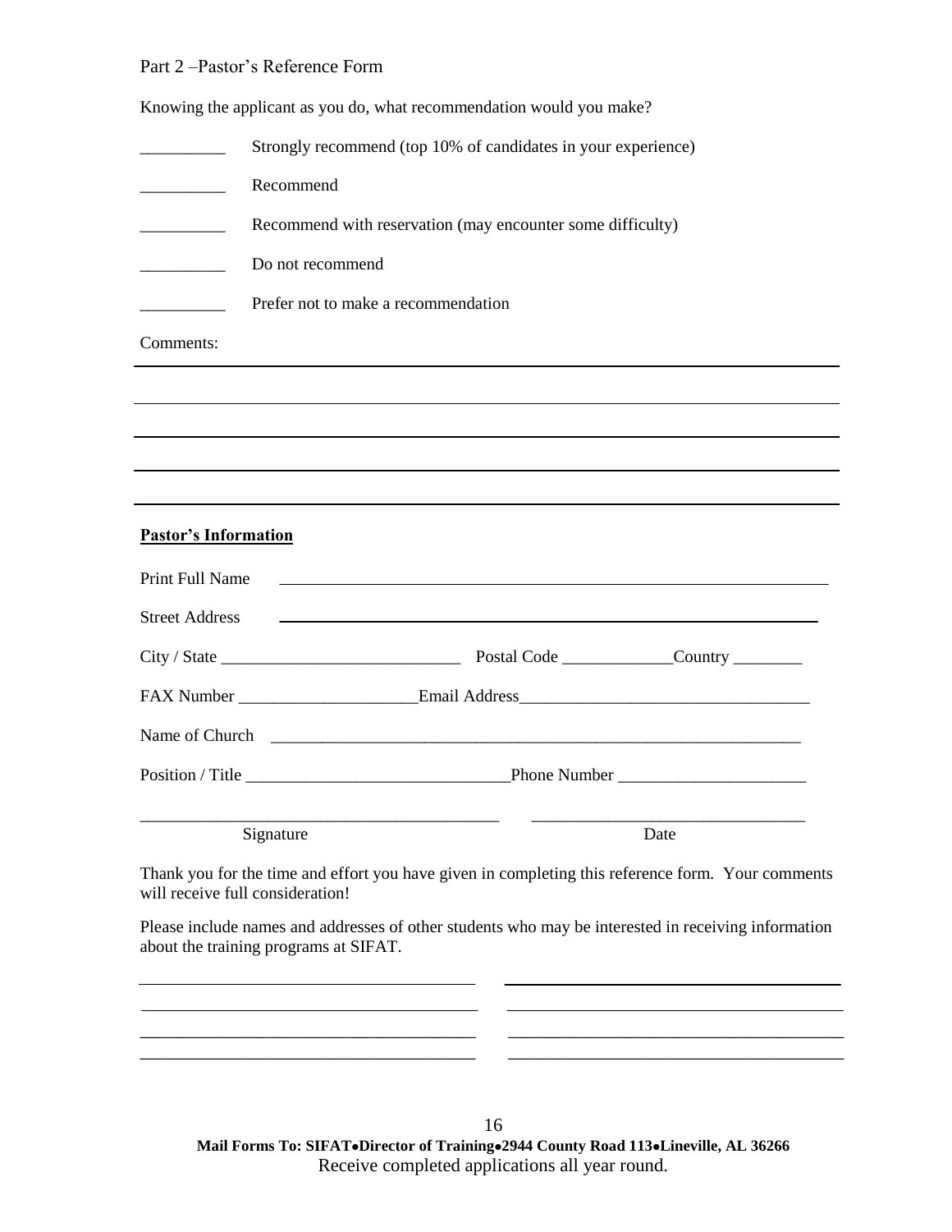Part 2 –Pastor's Reference Form

Knowing the applicant as you do, what recommendation would you make?

__________ Strongly recommend (top 10% of candidates in your experience)

__________ Recommend

__________ Recommend with reservation (may encounter some difficulty)

__________ Do not recommend

__________ Prefer not to make a recommendation

Comments:

______________________________________________________________________________

______________________________________________________________________________

______________________________________________________________________________

______________________________________________________________________________

______________________________________________________________________________

**Pastor's Information**

Print Full Name ______________________________________________________________

Street Address ______________________________________________________________

City / State ____________________________ Postal Code _____________Country ________

FAX Number ____________________Email Address_________________________________

Name of Church _______________________________________________________________

Position / Title ______________________________Phone Number _____________________

__________________________________________ _______________________________

Signature Date

Thank you for the time and effort you have given in completing this reference form. Your comments will receive full consideration!

Please include names and addresses of other students who may be interested in receiving information about the training programs at SIFAT.

_______________________________________ _______________________________________

_______________________________________ _______________________________________

_______________________________________ _______________________________________

_______________________________________ _______________________________________

**Mail Forms To: SIFAT•Director of Training•2944 County Road 113•Lineville, AL 36266**

Receive completed applications all year round.